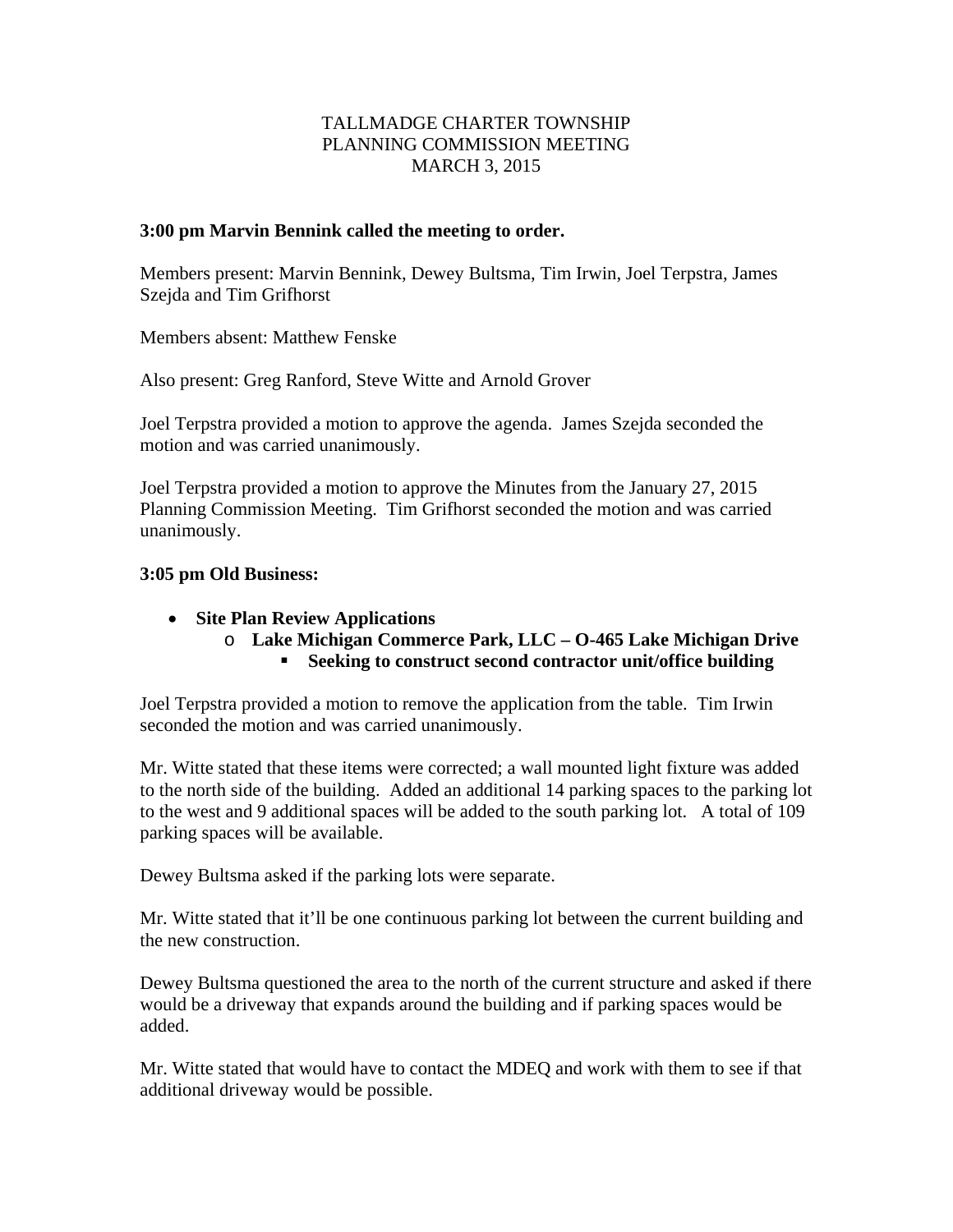# TALLMADGE CHARTER TOWNSHIP
## PLANNING COMMISSION MEETING
## MARCH 3, 2015

**3:00 pm Marvin Bennink called the meeting to order.**

Members present: Marvin Bennink, Dewey Bultsma, Tim Irwin, Joel Terpstra, James Szejda and Tim Grifhorst

Members absent: Matthew Fenske

Also present: Greg Ranford, Steve Witte and Arnold Grover

Joel Terpstra provided a motion to approve the agenda. James Szejda seconded the motion and was carried unanimously.

Joel Terpstra provided a motion to approve the Minutes from the January 27, 2015 Planning Commission Meeting. Tim Grifhorst seconded the motion and was carried unanimously.

**3:05 pm Old Business:**

- **Site Plan Review Applications**
  - **Lake Michigan Commerce Park, LLC – O-465 Lake Michigan Drive**
    - **Seeking to construct second contractor unit/office building**

Joel Terpstra provided a motion to remove the application from the table. Tim Irwin seconded the motion and was carried unanimously.

Mr. Witte stated that these items were corrected; a wall mounted light fixture was added to the north side of the building. Added an additional 14 parking spaces to the parking lot to the west and 9 additional spaces will be added to the south parking lot. A total of 109 parking spaces will be available.

Dewey Bultsma asked if the parking lots were separate.

Mr. Witte stated that it'll be one continuous parking lot between the current building and the new construction.

Dewey Bultsma questioned the area to the north of the current structure and asked if there would be a driveway that expands around the building and if parking spaces would be added.

Mr. Witte stated that would have to contact the MDEQ and work with them to see if that additional driveway would be possible.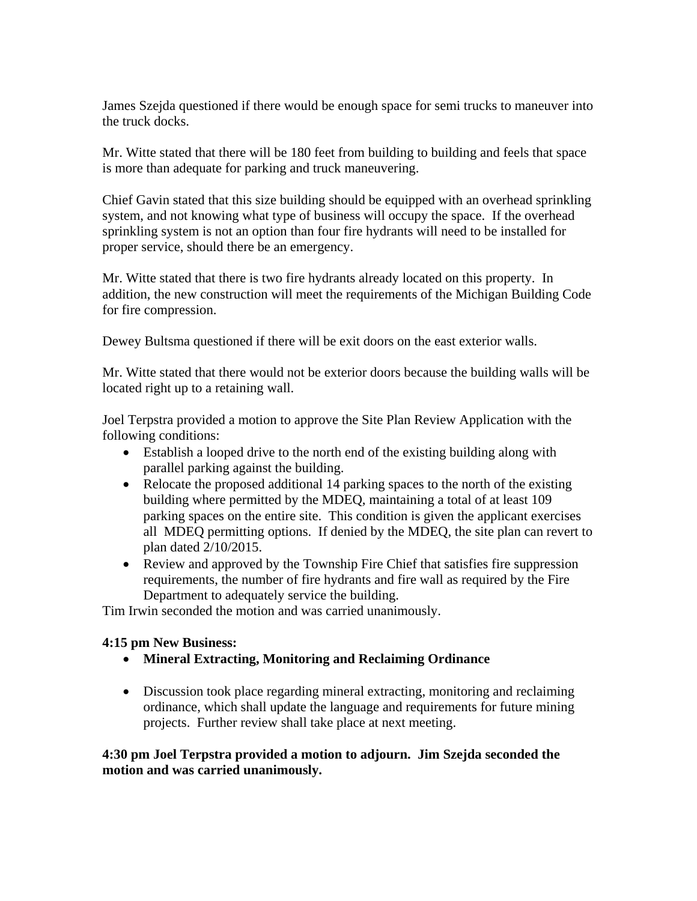James Szejda questioned if there would be enough space for semi trucks to maneuver into the truck docks.

Mr. Witte stated that there will be 180 feet from building to building and feels that space is more than adequate for parking and truck maneuvering.

Chief Gavin stated that this size building should be equipped with an overhead sprinkling system, and not knowing what type of business will occupy the space. If the overhead sprinkling system is not an option than four fire hydrants will need to be installed for proper service, should there be an emergency.

Mr. Witte stated that there is two fire hydrants already located on this property. In addition, the new construction will meet the requirements of the Michigan Building Code for fire compression.

Dewey Bultsma questioned if there will be exit doors on the east exterior walls.

Mr. Witte stated that there would not be exterior doors because the building walls will be located right up to a retaining wall.

Joel Terpstra provided a motion to approve the Site Plan Review Application with the following conditions:

- Establish a looped drive to the north end of the existing building along with parallel parking against the building.
- Relocate the proposed additional 14 parking spaces to the north of the existing building where permitted by the MDEQ, maintaining a total of at least 109 parking spaces on the entire site. This condition is given the applicant exercises all MDEQ permitting options. If denied by the MDEQ, the site plan can revert to plan dated 2/10/2015.
- Review and approved by the Township Fire Chief that satisfies fire suppression requirements, the number of fire hydrants and fire wall as required by the Fire Department to adequately service the building.

Tim Irwin seconded the motion and was carried unanimously.

**4:15 pm New Business:**

- **Mineral Extracting, Monitoring and Reclaiming Ordinance**

- Discussion took place regarding mineral extracting, monitoring and reclaiming ordinance, which shall update the language and requirements for future mining projects. Further review shall take place at next meeting.

**4:30 pm Joel Terpstra provided a motion to adjourn. Jim Szejda seconded the motion and was carried unanimously.**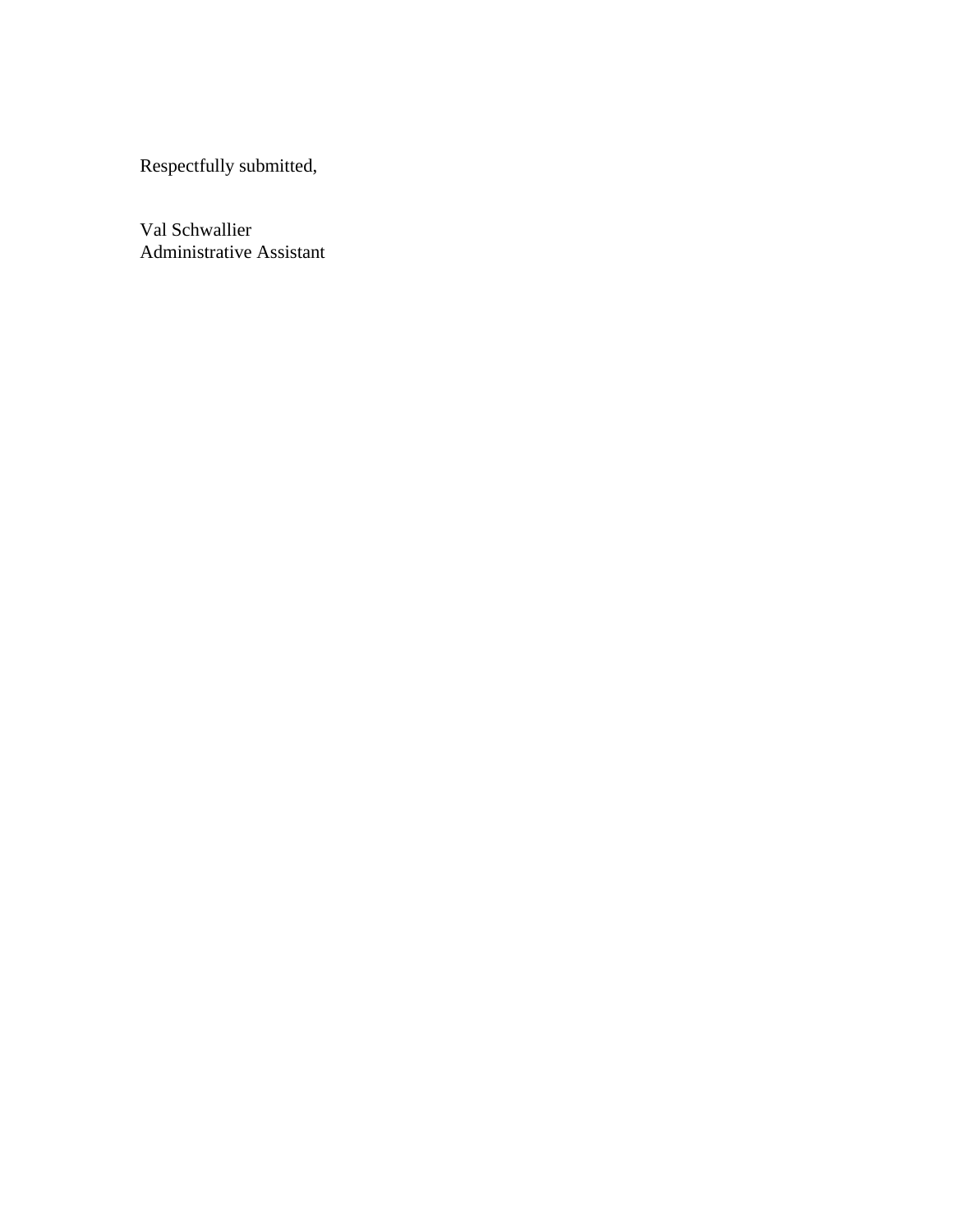Respectfully submitted,

Val Schwallier
Administrative Assistant